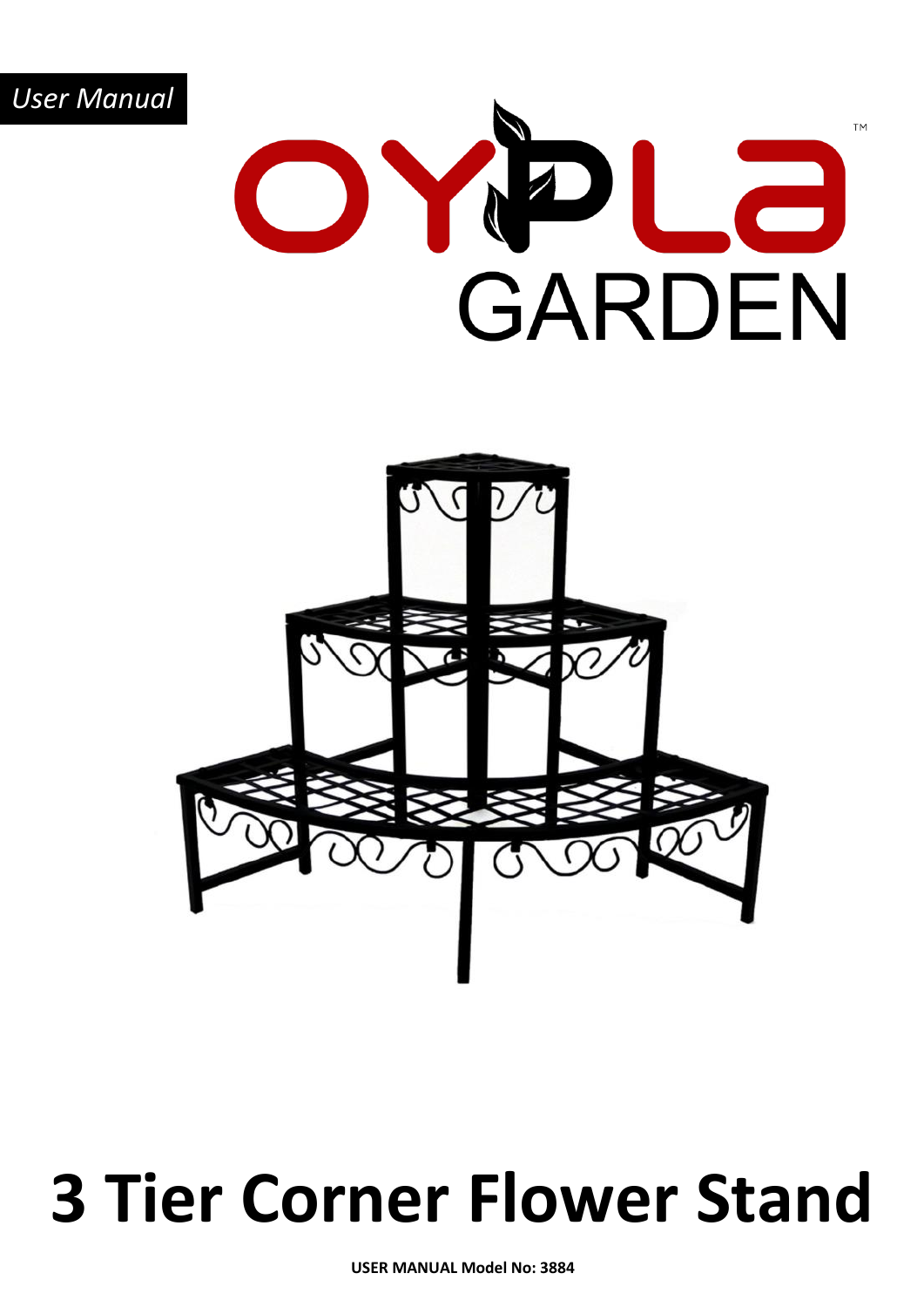*User Manual*

OYPLA™

GARDEN

# 3 Tier Corner Flower Stand

**USER MANUAL Model No: 3884**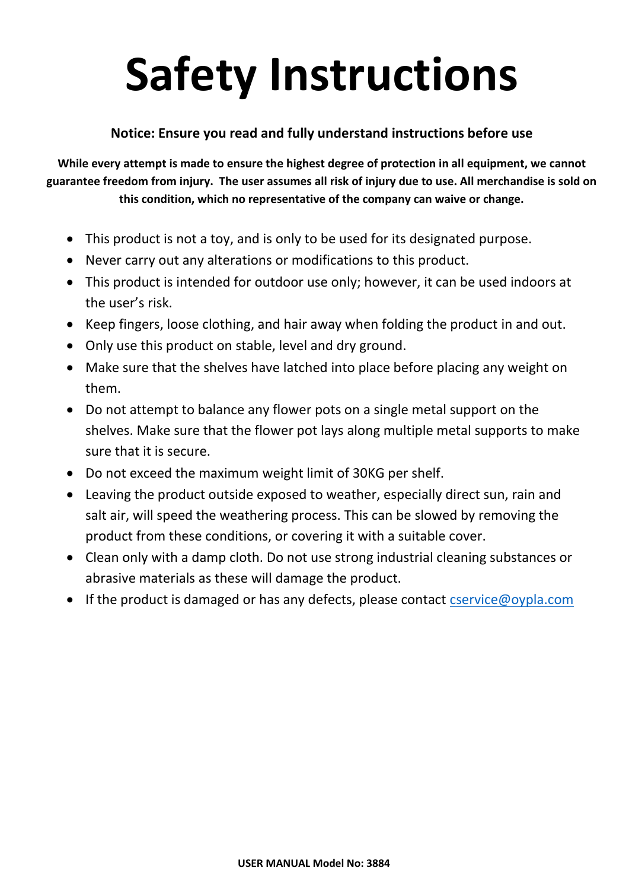# Safety Instructions

**Notice: Ensure you read and fully understand instructions before use**

**While every attempt is made to ensure the highest degree of protection in all equipment, we cannot guarantee freedom from injury. The user assumes all risk of injury due to use. All merchandise is sold on this condition, which no representative of the company can waive or change.**

- This product is not a toy, and is only to be used for its designated purpose.
- Never carry out any alterations or modifications to this product.
- This product is intended for outdoor use only; however, it can be used indoors at the user's risk.
- Keep fingers, loose clothing, and hair away when folding the product in and out.
- Only use this product on stable, level and dry ground.
- Make sure that the shelves have latched into place before placing any weight on them.
- Do not attempt to balance any flower pots on a single metal support on the shelves. Make sure that the flower pot lays along multiple metal supports to make sure that it is secure.
- Do not exceed the maximum weight limit of 30KG per shelf.
- Leaving the product outside exposed to weather, especially direct sun, rain and salt air, will speed the weathering process. This can be slowed by removing the product from these conditions, or covering it with a suitable cover.
- Clean only with a damp cloth. Do not use strong industrial cleaning substances or abrasive materials as these will damage the product.
- If the product is damaged or has any defects, please contact cservice@oypla.com

**USER MANUAL Model No: 3884**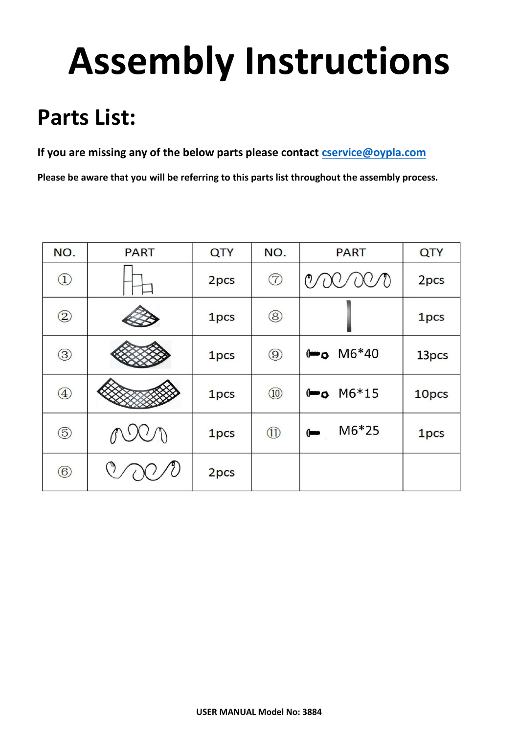# Assembly Instructions

## Parts List:

**If you are missing any of the below parts please contact cservice@oypla.com**

**Please be aware that you will be referring to this parts list throughout the assembly process.**

| NO. | PART | QTY | NO. | PART | QTY |
|---|---|---|---|---|---|
| ① | | 2pcs | ⑦ | | 2pcs |
| ② | | 1pcs | ⑧ | | 1pcs |
| ③ | | 1pcs | ⑨ | M6*40 | 13pcs |
| ④ | | 1pcs | ⑩ | M6*15 | 10pcs |
| ⑤ | | 1pcs | ⑪ | M6*25 | 1pcs |
| ⑥ | | 2pcs | | | |

**USER MANUAL Model No: 3884**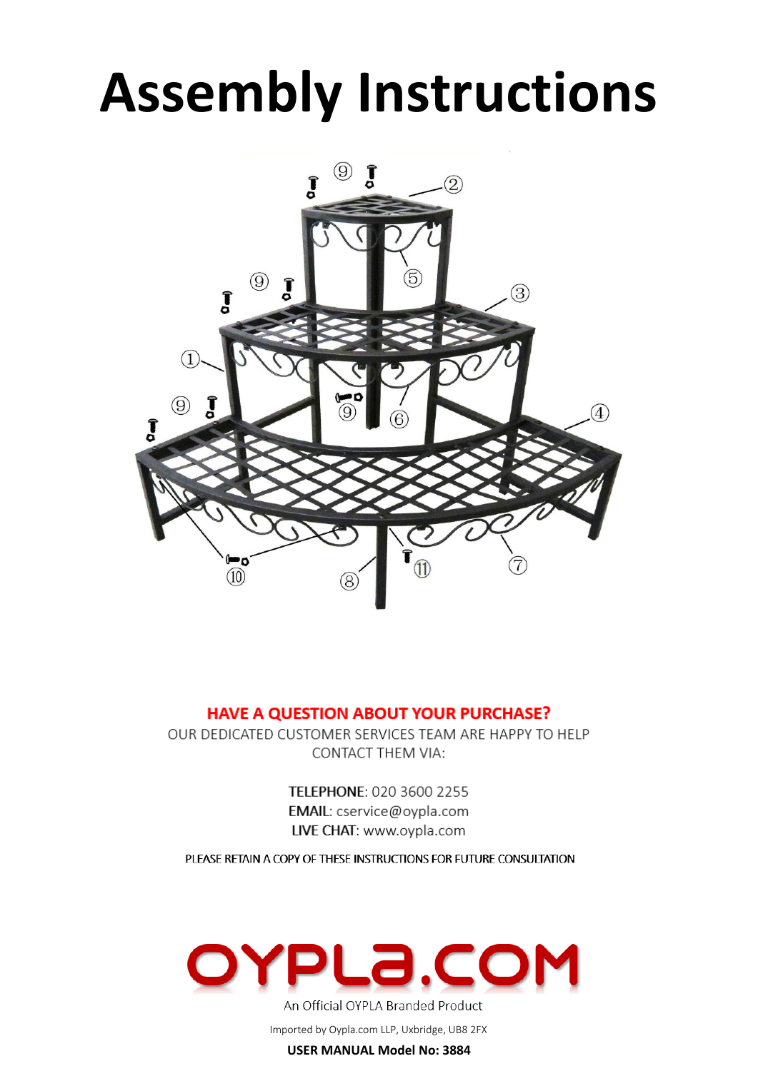# Assembly Instructions

①
②
③
④
⑤
⑥
⑦
⑧
⑨
⑩
⑪

**HAVE A QUESTION ABOUT YOUR PURCHASE?**

OUR DEDICATED CUSTOMER SERVICES TEAM ARE HAPPY TO HELP
CONTACT THEM VIA:

**TELEPHONE**: 020 3600 2255
**EMAIL**: cservice@oypla.com
**LIVE CHAT**: www.oypla.com

PLEASE RETAIN A COPY OF THESE INSTRUCTIONS FOR FUTURE CONSULTATION

OYPLA.COM

An Official OYPLA Branded Product

Imported by Oypla.com LLP, Uxbridge, UB8 2FX

**USER MANUAL Model No: 3884**